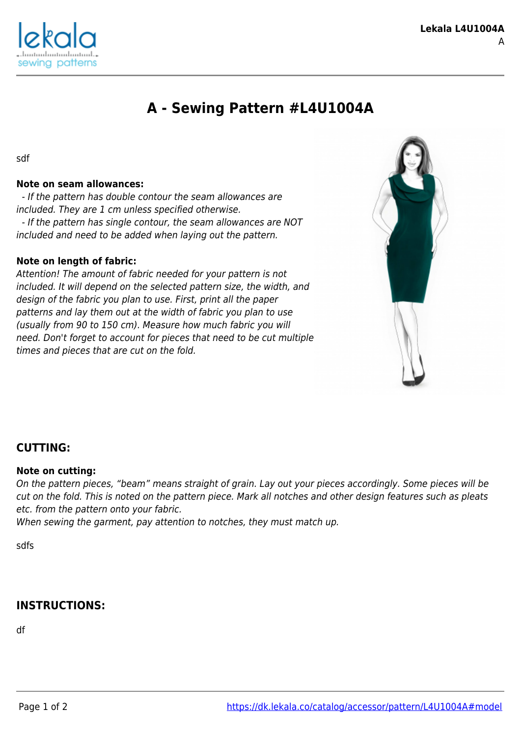# A - Sewing Pattern #L4U1004A

sdf

**Note on seam allowances:**
- *If the pattern has double contour the seam allowances are included. They are 1 cm unless specified otherwise.*
- *If the pattern has single contour, the seam allowances are NOT included and need to be added when laying out the pattern.*

**Note on length of fabric:**
*Attention! The amount of fabric needed for your pattern is not included. It will depend on the selected pattern size, the width, and design of the fabric you plan to use. First, print all the paper patterns and lay them out at the width of fabric you plan to use (usually from 90 to 150 cm). Measure how much fabric you will need. Don't forget to account for pieces that need to be cut multiple times and pieces that are cut on the fold.*

## CUTTING:

**Note on cutting:**
*On the pattern pieces, "beam" means straight of grain. Lay out your pieces accordingly. Some pieces will be cut on the fold. This is noted on the pattern piece. Mark all notches and other design features such as pleats etc. from the pattern onto your fabric.*
*When sewing the garment, pay attention to notches, they must match up.*

sdfs

## INSTRUCTIONS:

df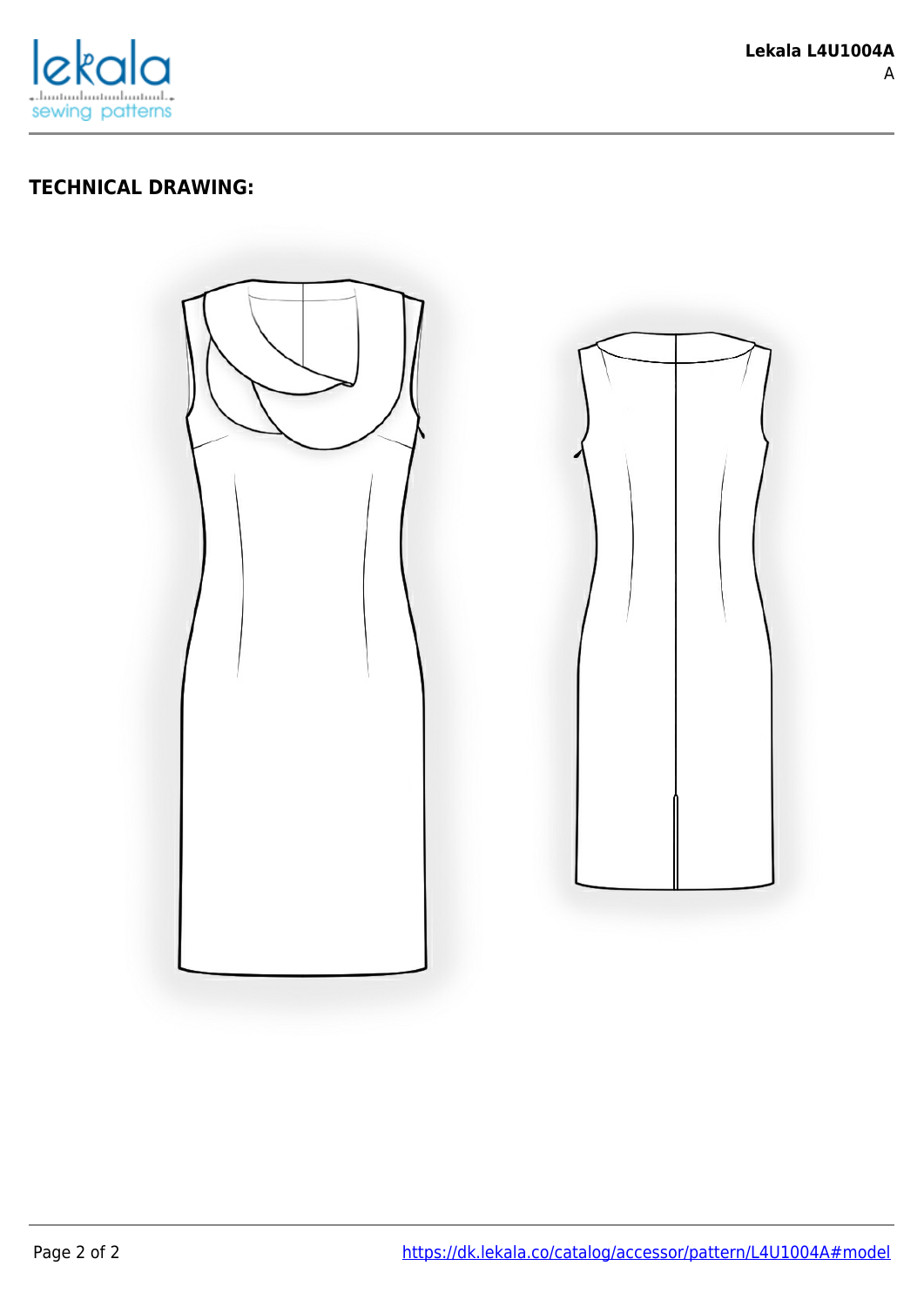## TECHNICAL DRAWING: